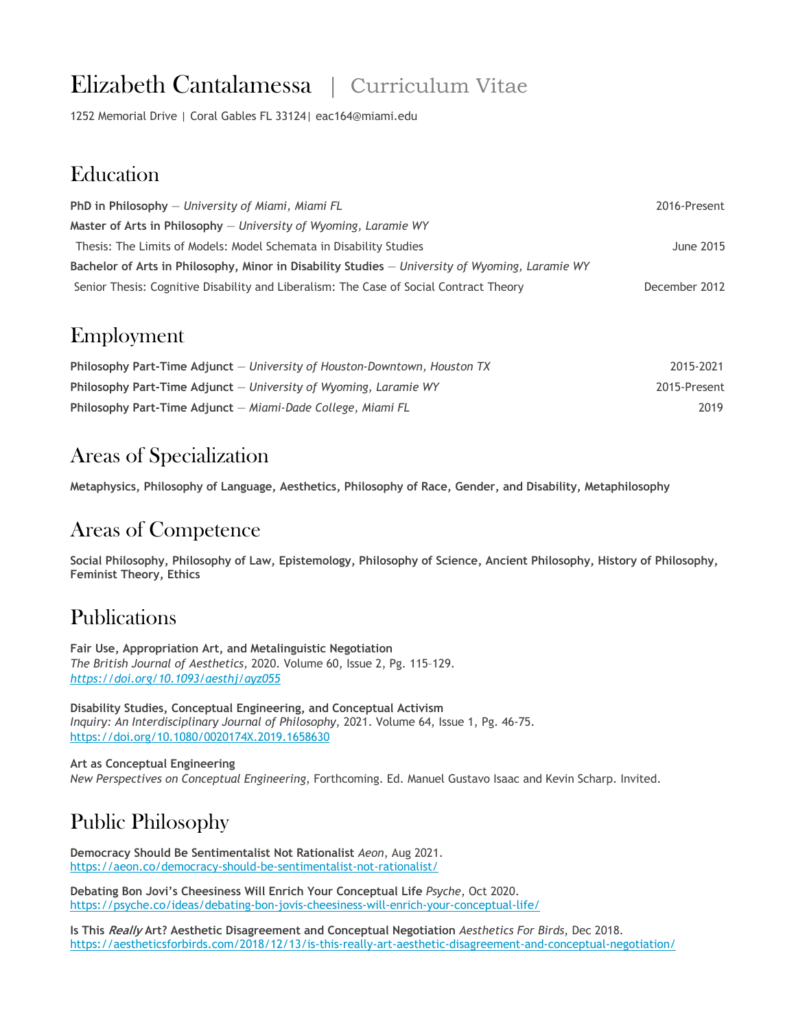# Elizabeth Cantalamessa | Curriculum Vitae

1252 Memorial Drive | Coral Gables FL 33124| eac164@miami.edu

## Education

**PhD in Philosophy** — *University of Miami, Miami FL* 2016-Present

**Master of Arts in Philosophy** — *University of Wyoming, Laramie WY*

Thesis: The Limits of Models: Model Schemata in Disability Studies June 2015

**Bachelor of Arts in Philosophy, Minor in Disability Studies** — *University of Wyoming, Laramie WY*

Senior Thesis: Cognitive Disability and Liberalism: The Case of Social Contract Theory December 2012

## Employment

**Philosophy Part-Time Adjunct** — *University of Houston-Downtown, Houston TX* 2015-2021

**Philosophy Part-Time Adjunct** — *University of Wyoming, Laramie WY* 2015-Present

**Philosophy Part-Time Adjunct** — *Miami-Dade College, Miami FL* 2019

## Areas of Specialization

**Metaphysics, Philosophy of Language, Aesthetics, Philosophy of Race, Gender, and Disability, Metaphilosophy**

## Areas of Competence

**Social Philosophy, Philosophy of Law, Epistemology, Philosophy of Science, Ancient Philosophy, History of Philosophy, Feminist Theory, Ethics**

## Publications

**Fair Use, Appropriation Art, and Metalinguistic Negotiation**
*The British Journal of Aesthetics,* 2020. Volume 60, Issue 2, Pg. 115–129.
*https://doi.org/10.1093/aesthj/ayz055*

**Disability Studies, Conceptual Engineering, and Conceptual Activism**
*Inquiry: An Interdisciplinary Journal of Philosophy*, 2021. Volume 64, Issue 1, Pg. 46-75.
https://doi.org/10.1080/0020174X.2019.1658630

**Art as Conceptual Engineering**
*New Perspectives on Conceptual Engineering*, Forthcoming. Ed. Manuel Gustavo Isaac and Kevin Scharp. Invited.

## Public Philosophy

**Democracy Should Be Sentimentalist Not Rationalist** *Aeon*, Aug 2021.
https://aeon.co/democracy-should-be-sentimentalist-not-rationalist/

**Debating Bon Jovi's Cheesiness Will Enrich Your Conceptual Life** *Psyche*, Oct 2020.
https://psyche.co/ideas/debating-bon-jovis-cheesiness-will-enrich-your-conceptual-life/

**Is This *Really* Art? Aesthetic Disagreement and Conceptual Negotiation** *Aesthetics For Birds*, Dec 2018.
https://aestheticsforbirds.com/2018/12/13/is-this-really-art-aesthetic-disagreement-and-conceptual-negotiation/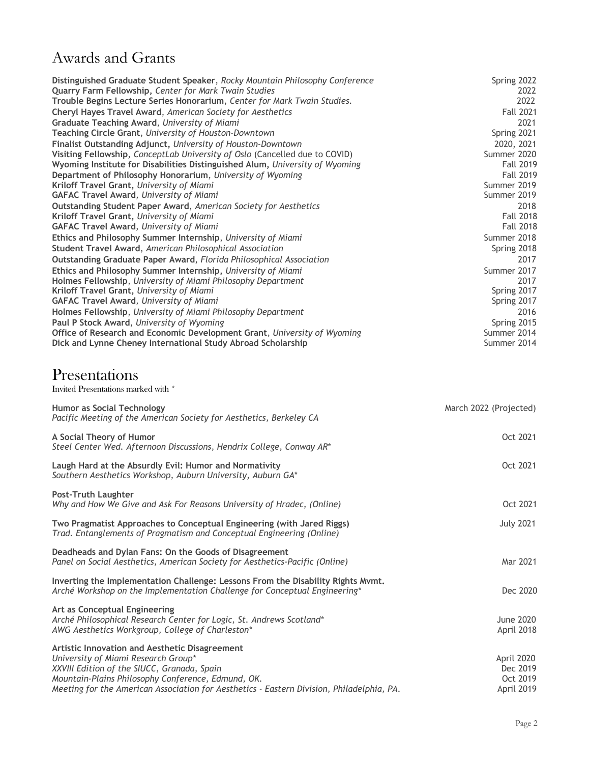## Awards and Grants

**Distinguished Graduate Student Speaker**, *Rocky Mountain Philosophy Conference* — Spring 2022
**Quarry Farm Fellowship,** *Center for Mark Twain Studies* — 2022
**Trouble Begins Lecture Series Honorarium**, *Center for Mark Twain Studies.* — 2022
**Cheryl Hayes Travel Award**, *American Society for Aesthetics* — Fall 2021
**Graduate Teaching Award**, *University of Miami* — 2021
**Teaching Circle Grant**, *University of Houston-Downtown* — Spring 2021
**Finalist Outstanding Adjunct,** *University of Houston-Downtown* — 2020, 2021
**Visiting Fellowship**, *ConceptLab University of Oslo* (Cancelled due to COVID) — Summer 2020
**Wyoming Institute for Disabilities Distinguished Alum,** *University of Wyoming* — Fall 2019
**Department of Philosophy Honorarium**, *University of Wyoming* — Fall 2019
**Kriloff Travel Grant,** *University of Miami* — Summer 2019
**GAFAC Travel Award**, *University of Miami* — Summer 2019
**Outstanding Student Paper Award**, *American Society for Aesthetics* — 2018
**Kriloff Travel Grant,** *University of Miami* — Fall 2018
**GAFAC Travel Award**, *University of Miami* — Fall 2018
**Ethics and Philosophy Summer Internship**, *University of Miami* — Summer 2018
**Student Travel Award**, *American Philosophical Association* — Spring 2018
**Outstanding Graduate Paper Award**, *Florida Philosophical Association* — 2017
**Ethics and Philosophy Summer Internship,** *University of Miami* — Summer 2017
**Holmes Fellowship**, *University of Miami Philosophy Department* — 2017
**Kriloff Travel Grant,** *University of Miami* — Spring 2017
**GAFAC Travel Award**, *University of Miami* — Spring 2017
**Holmes Fellowship**, *University of Miami Philosophy Department* — 2016
**Paul P Stock Award**, *University of Wyoming* — Spring 2015
**Office of Research and Economic Development Grant**, *University of Wyoming* — Summer 2014
**Dick and Lynne Cheney International Study Abroad Scholarship** — Summer 2014

## Presentations

Invited Presentations marked with *

**Humor as Social Technology** — March 2022 (Projected)
*Pacific Meeting of the American Society for Aesthetics, Berkeley CA*

**A Social Theory of Humor** — Oct 2021
*Steel Center Wed. Afternoon Discussions, Hendrix College, Conway AR**

**Laugh Hard at the Absurdly Evil: Humor and Normativity** — Oct 2021
*Southern Aesthetics Workshop, Auburn University, Auburn GA**

**Post-Truth Laughter**
*Why and How We Give and Ask For Reasons University of Hradec, (Online)* — Oct 2021

**Two Pragmatist Approaches to Conceptual Engineering (with Jared Riggs)** — July 2021
*Trad. Entanglements of Pragmatism and Conceptual Engineering (Online)*

**Deadheads and Dylan Fans: On the Goods of Disagreement**
*Panel on Social Aesthetics, American Society for Aesthetics-Pacific (Online)* — Mar 2021

**Inverting the Implementation Challenge: Lessons From the Disability Rights Mvmt.**
*Arché Workshop on the Implementation Challenge for Conceptual Engineering** — Dec 2020

**Art as Conceptual Engineering**
*Arché Philosophical Research Center for Logic, St. Andrews Scotland** — June 2020
*AWG Aesthetics Workgroup, College of Charleston** — April 2018

**Artistic Innovation and Aesthetic Disagreement**
*University of Miami Research Group** — April 2020
*XXVIII Edition of the SIUCC, Granada, Spain* — Dec 2019
*Mountain-Plains Philosophy Conference, Edmund, OK.* — Oct 2019
*Meeting for the American Association for Aesthetics - Eastern Division, Philadelphia, PA.* — April 2019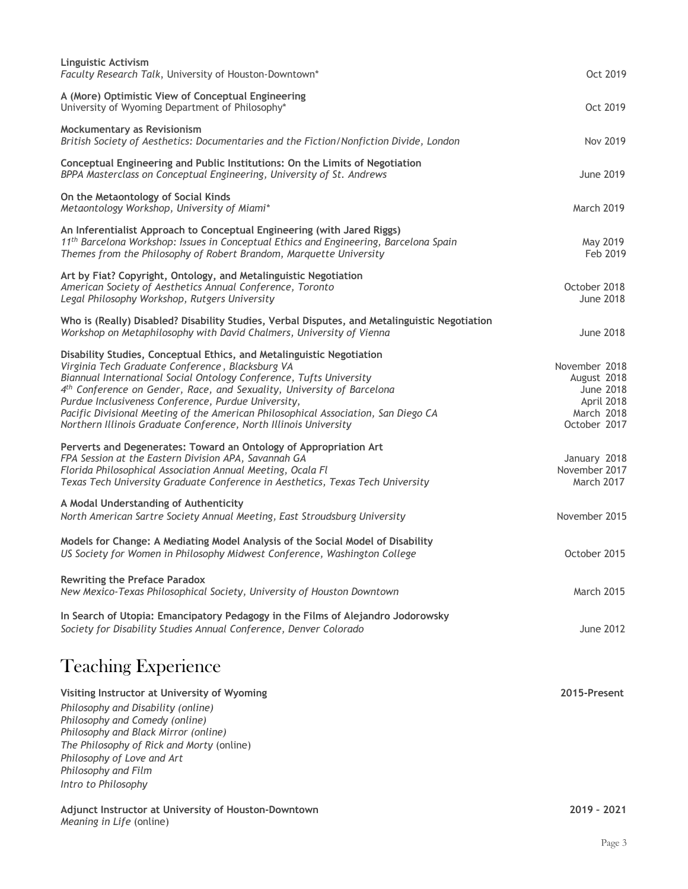**Linguistic Activism**
*Faculty Research Talk*, University of Houston-Downtown* Oct 2019

**A (More) Optimistic View of Conceptual Engineering**
University of Wyoming Department of Philosophy* Oct 2019

**Mockumentary as Revisionism**
*British Society of Aesthetics: Documentaries and the Fiction/Nonfiction Divide, London* Nov 2019

**Conceptual Engineering and Public Institutions: On the Limits of Negotiation**
*BPPA Masterclass on Conceptual Engineering, University of St. Andrews* June 2019

**On the Metaontology of Social Kinds**
*Metaontology Workshop, University of Miami** March 2019

**An Inferentialist Approach to Conceptual Engineering (with Jared Riggs)**
*11th Barcelona Workshop: Issues in Conceptual Ethics and Engineering, Barcelona Spain* May 2019
*Themes from the Philosophy of Robert Brandom, Marquette University* Feb 2019

**Art by Fiat? Copyright, Ontology, and Metalinguistic Negotiation**
*American Society of Aesthetics Annual Conference, Toronto* October 2018
*Legal Philosophy Workshop, Rutgers University* June 2018

**Who is (Really) Disabled? Disability Studies, Verbal Disputes, and Metalinguistic Negotiation**
*Workshop on Metaphilosophy with David Chalmers, University of Vienna* June 2018

**Disability Studies, Conceptual Ethics, and Metalinguistic Negotiation**
*Virginia Tech Graduate Conference , Blacksburg VA* November 2018
*Biannual International Social Ontology Conference, Tufts University* August 2018
*4th Conference on Gender, Race, and Sexuality, University of Barcelona* June 2018
*Purdue Inclusiveness Conference, Purdue University,* April 2018
*Pacific Divisional Meeting of the American Philosophical Association, San Diego CA* March 2018
*Northern Illinois Graduate Conference, North Illinois University* October 2017

**Perverts and Degenerates: Toward an Ontology of Appropriation Art**
*FPA Session at the Eastern Division APA, Savannah GA* January 2018
*Florida Philosophical Association Annual Meeting, Ocala Fl* November 2017
*Texas Tech University Graduate Conference in Aesthetics, Texas Tech University* March 2017

**A Modal Understanding of Authenticity**
*North American Sartre Society Annual Meeting, East Stroudsburg University* November 2015

**Models for Change: A Mediating Model Analysis of the Social Model of Disability**
*US Society for Women in Philosophy Midwest Conference, Washington College* October 2015

**Rewriting the Preface Paradox**
*New Mexico-Texas Philosophical Society, University of Houston Downtown* March 2015

**In Search of Utopia: Emancipatory Pedagogy in the Films of Alejandro Jodorowsky**
*Society for Disability Studies Annual Conference, Denver Colorado* June 2012

# Teaching Experience

**Visiting Instructor at University of Wyoming** **2015-Present**
*Philosophy and Disability (online)*
*Philosophy and Comedy (online)*
*Philosophy and Black Mirror (online)*
*The Philosophy of Rick and Morty* (online)
*Philosophy of Love and Art*
*Philosophy and Film*
*Intro to Philosophy*

**Adjunct Instructor at University of Houston-Downtown** **2019 – 2021**
*Meaning in Life* (online)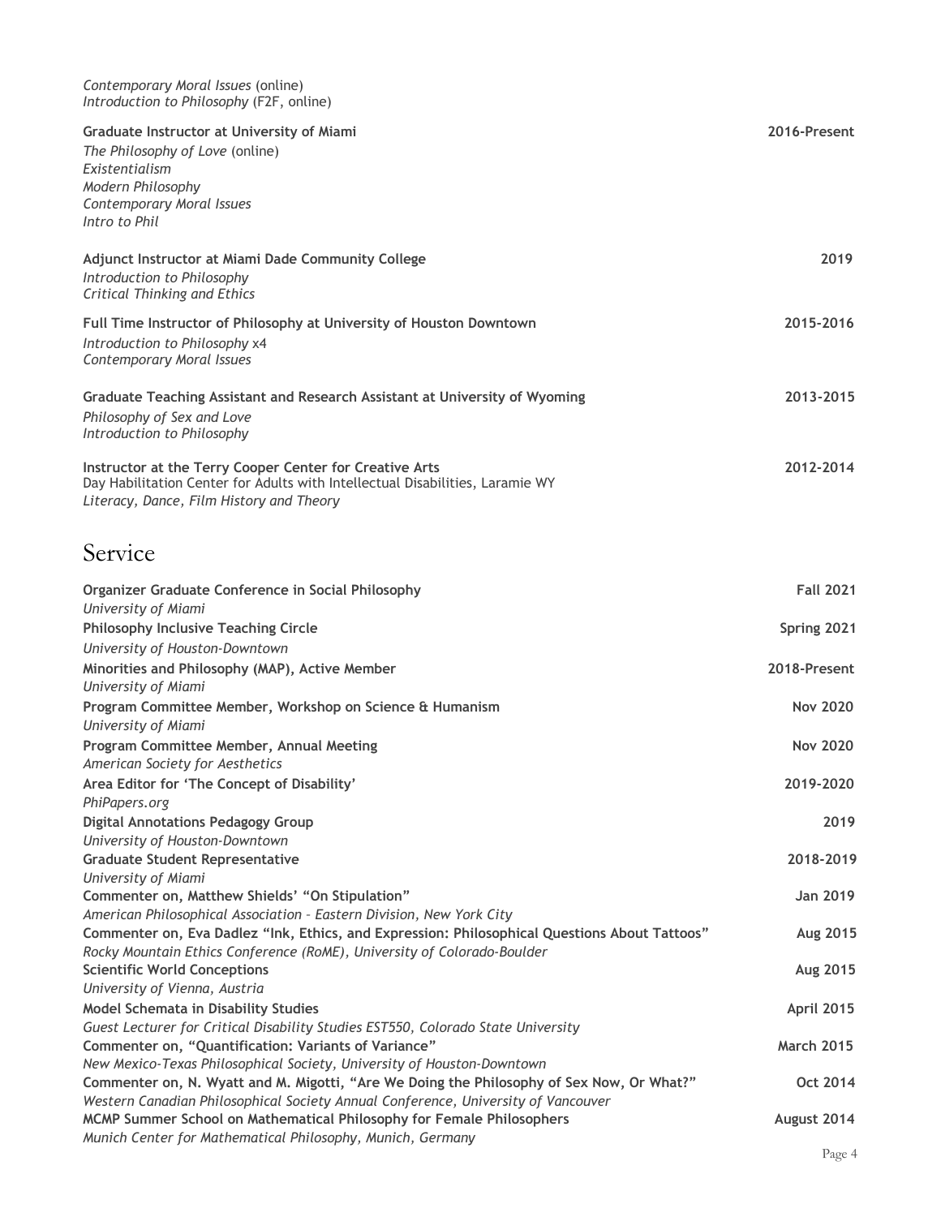*Contemporary Moral Issues* (online)
*Introduction to Philosophy* (F2F, online)

**Graduate Instructor at University of Miami** **2016-Present**
*The Philosophy of Love* (online)
*Existentialism*
*Modern Philosophy*
*Contemporary Moral Issues*
*Intro to Phil*

**Adjunct Instructor at Miami Dade Community College** **2019**
*Introduction to Philosophy*
*Critical Thinking and Ethics*

**Full Time Instructor of Philosophy at University of Houston Downtown** **2015-2016**
*Introduction to Philosophy* x4
*Contemporary Moral Issues*

**Graduate Teaching Assistant and Research Assistant at University of Wyoming** **2013-2015**
*Philosophy of Sex and Love*
*Introduction to Philosophy*

**Instructor at the Terry Cooper Center for Creative Arts** **2012-2014**
Day Habilitation Center for Adults with Intellectual Disabilities, Laramie WY
*Literacy, Dance, Film History and Theory*

# Service

**Organizer Graduate Conference in Social Philosophy** **Fall 2021**
*University of Miami*

**Philosophy Inclusive Teaching Circle** **Spring 2021**
*University of Houston-Downtown*

**Minorities and Philosophy (MAP), Active Member** **2018-Present**
*University of Miami*

**Program Committee Member, Workshop on Science & Humanism** **Nov 2020**
*University of Miami*

**Program Committee Member, Annual Meeting** **Nov 2020**
*American Society for Aesthetics*

**Area Editor for 'The Concept of Disability'** **2019-2020**
*PhiPapers.org*

**Digital Annotations Pedagogy Group** **2019**
*University of Houston-Downtown*

**Graduate Student Representative** **2018-2019**
*University of Miami*

**Commenter on, Matthew Shields' "On Stipulation"** **Jan 2019**
*American Philosophical Association - Eastern Division, New York City*

**Commenter on, Eva Dadlez "Ink, Ethics, and Expression: Philosophical Questions About Tattoos"** **Aug 2015**
*Rocky Mountain Ethics Conference (RoME), University of Colorado-Boulder*

**Scientific World Conceptions** **Aug 2015**
*University of Vienna, Austria*

**Model Schemata in Disability Studies** **April 2015**
*Guest Lecturer for Critical Disability Studies EST550, Colorado State University*

**Commenter on, "Quantification: Variants of Variance"** **March 2015**
*New Mexico-Texas Philosophical Society, University of Houston-Downtown*

**Commenter on, N. Wyatt and M. Migotti, "Are We Doing the Philosophy of Sex Now, Or What?"** **Oct 2014**
*Western Canadian Philosophical Society Annual Conference, University of Vancouver*

**MCMP Summer School on Mathematical Philosophy for Female Philosophers** **August 2014**
*Munich Center for Mathematical Philosophy, Munich, Germany*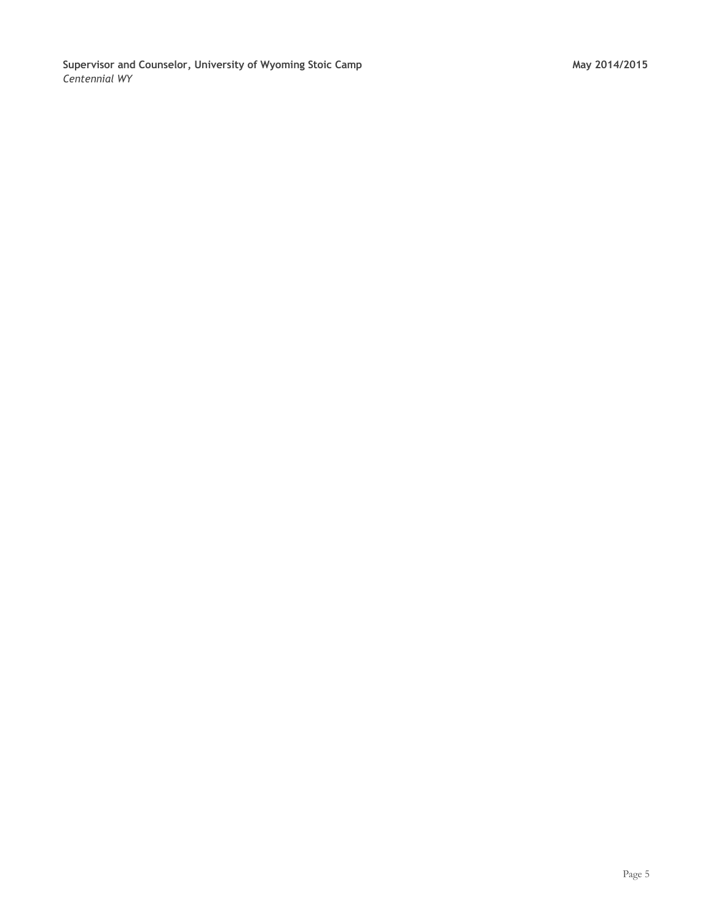**Supervisor and Counselor, University of Wyoming Stoic Camp** **May 2014/2015**
*Centennial WY*